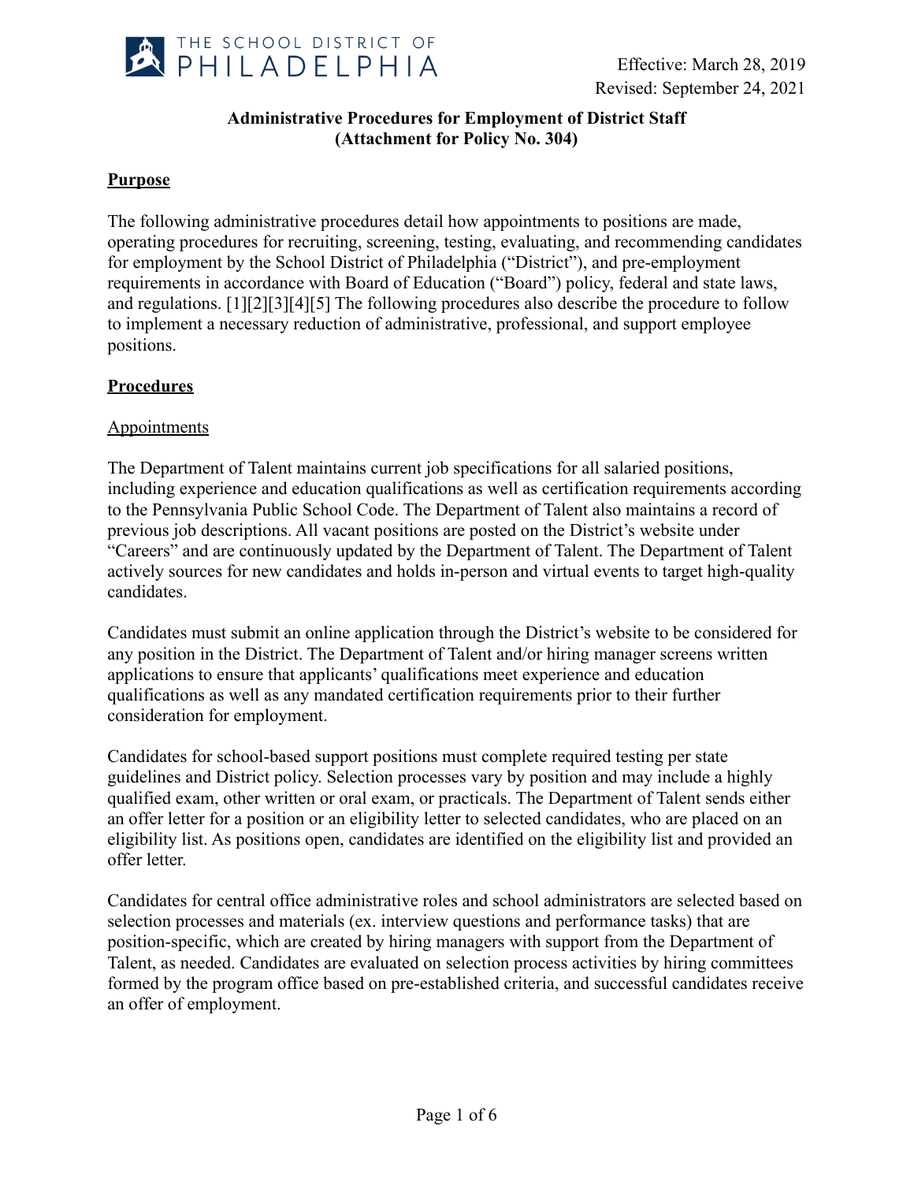Effective: March 28, 2019
Revised: September 24, 2021

# Administrative Procedures for Employment of District Staff (Attachment for Policy No. 304)

## Purpose

The following administrative procedures detail how appointments to positions are made, operating procedures for recruiting, screening, testing, evaluating, and recommending candidates for employment by the School District of Philadelphia ("District"), and pre-employment requirements in accordance with Board of Education ("Board") policy, federal and state laws, and regulations. [1][2][3][4][5] The following procedures also describe the procedure to follow to implement a necessary reduction of administrative, professional, and support employee positions.

## Procedures

### Appointments

The Department of Talent maintains current job specifications for all salaried positions, including experience and education qualifications as well as certification requirements according to the Pennsylvania Public School Code. The Department of Talent also maintains a record of previous job descriptions. All vacant positions are posted on the District's website under "Careers" and are continuously updated by the Department of Talent. The Department of Talent actively sources for new candidates and holds in-person and virtual events to target high-quality candidates.

Candidates must submit an online application through the District's website to be considered for any position in the District. The Department of Talent and/or hiring manager screens written applications to ensure that applicants' qualifications meet experience and education qualifications as well as any mandated certification requirements prior to their further consideration for employment.

Candidates for school-based support positions must complete required testing per state guidelines and District policy. Selection processes vary by position and may include a highly qualified exam, other written or oral exam, or practicals. The Department of Talent sends either an offer letter for a position or an eligibility letter to selected candidates, who are placed on an eligibility list. As positions open, candidates are identified on the eligibility list and provided an offer letter.

Candidates for central office administrative roles and school administrators are selected based on selection processes and materials (ex. interview questions and performance tasks) that are position-specific, which are created by hiring managers with support from the Department of Talent, as needed. Candidates are evaluated on selection process activities by hiring committees formed by the program office based on pre-established criteria, and successful candidates receive an offer of employment.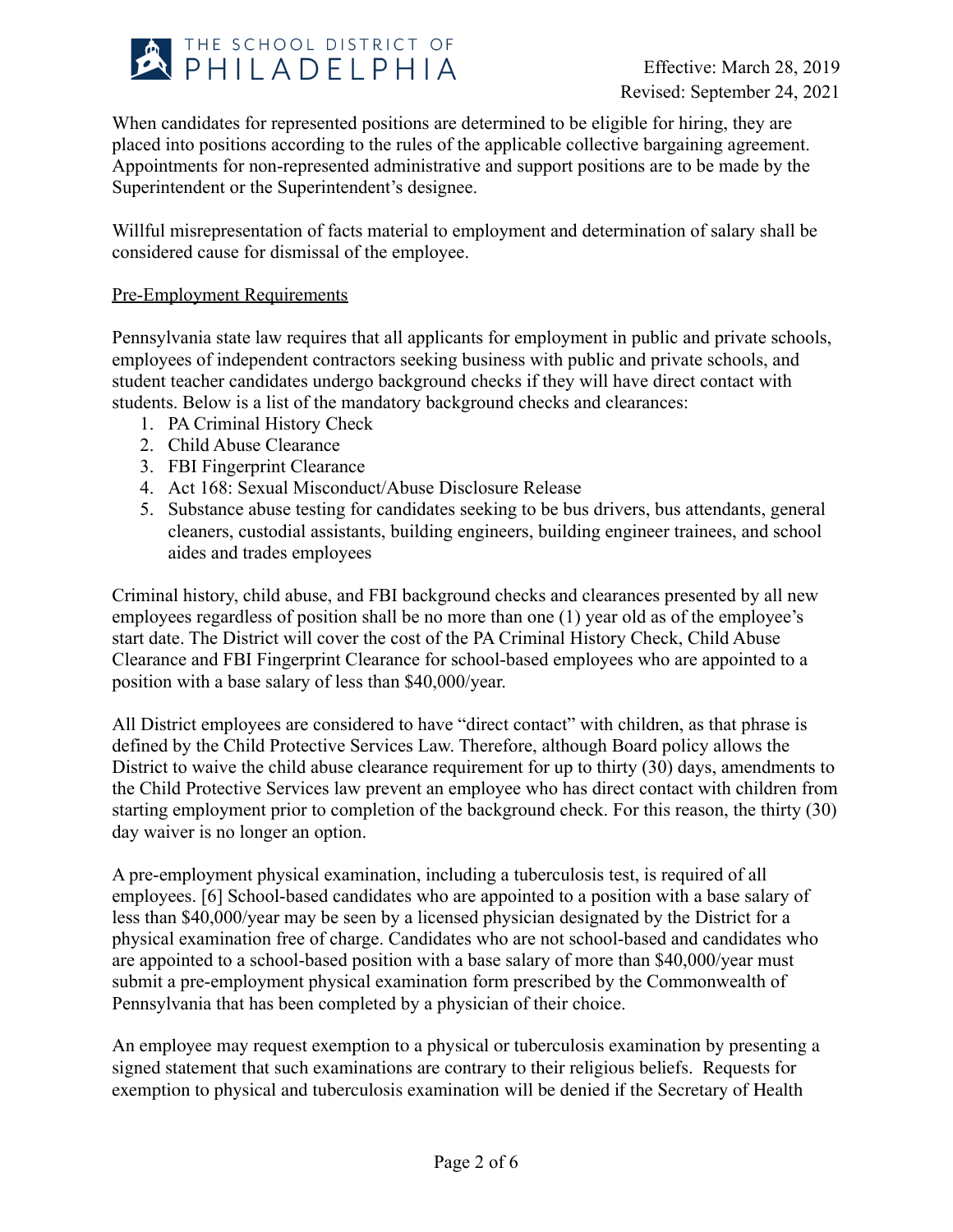When candidates for represented positions are determined to be eligible for hiring, they are placed into positions according to the rules of the applicable collective bargaining agreement. Appointments for non-represented administrative and support positions are to be made by the Superintendent or the Superintendent's designee.

Willful misrepresentation of facts material to employment and determination of salary shall be considered cause for dismissal of the employee.

<u>Pre-Employment Requirements</u>

Pennsylvania state law requires that all applicants for employment in public and private schools, employees of independent contractors seeking business with public and private schools, and student teacher candidates undergo background checks if they will have direct contact with students. Below is a list of the mandatory background checks and clearances:

1. PA Criminal History Check
2. Child Abuse Clearance
3. FBI Fingerprint Clearance
4. Act 168: Sexual Misconduct/Abuse Disclosure Release
5. Substance abuse testing for candidates seeking to be bus drivers, bus attendants, general cleaners, custodial assistants, building engineers, building engineer trainees, and school aides and trades employees

Criminal history, child abuse, and FBI background checks and clearances presented by all new employees regardless of position shall be no more than one (1) year old as of the employee's start date. The District will cover the cost of the PA Criminal History Check, Child Abuse Clearance and FBI Fingerprint Clearance for school-based employees who are appointed to a position with a base salary of less than $40,000/year.

All District employees are considered to have "direct contact" with children, as that phrase is defined by the Child Protective Services Law. Therefore, although Board policy allows the District to waive the child abuse clearance requirement for up to thirty (30) days, amendments to the Child Protective Services law prevent an employee who has direct contact with children from starting employment prior to completion of the background check. For this reason, the thirty (30) day waiver is no longer an option.

A pre-employment physical examination, including a tuberculosis test, is required of all employees. [6] School-based candidates who are appointed to a position with a base salary of less than $40,000/year may be seen by a licensed physician designated by the District for a physical examination free of charge. Candidates who are not school-based and candidates who are appointed to a school-based position with a base salary of more than $40,000/year must submit a pre-employment physical examination form prescribed by the Commonwealth of Pennsylvania that has been completed by a physician of their choice.

An employee may request exemption to a physical or tuberculosis examination by presenting a signed statement that such examinations are contrary to their religious beliefs. Requests for exemption to physical and tuberculosis examination will be denied if the Secretary of Health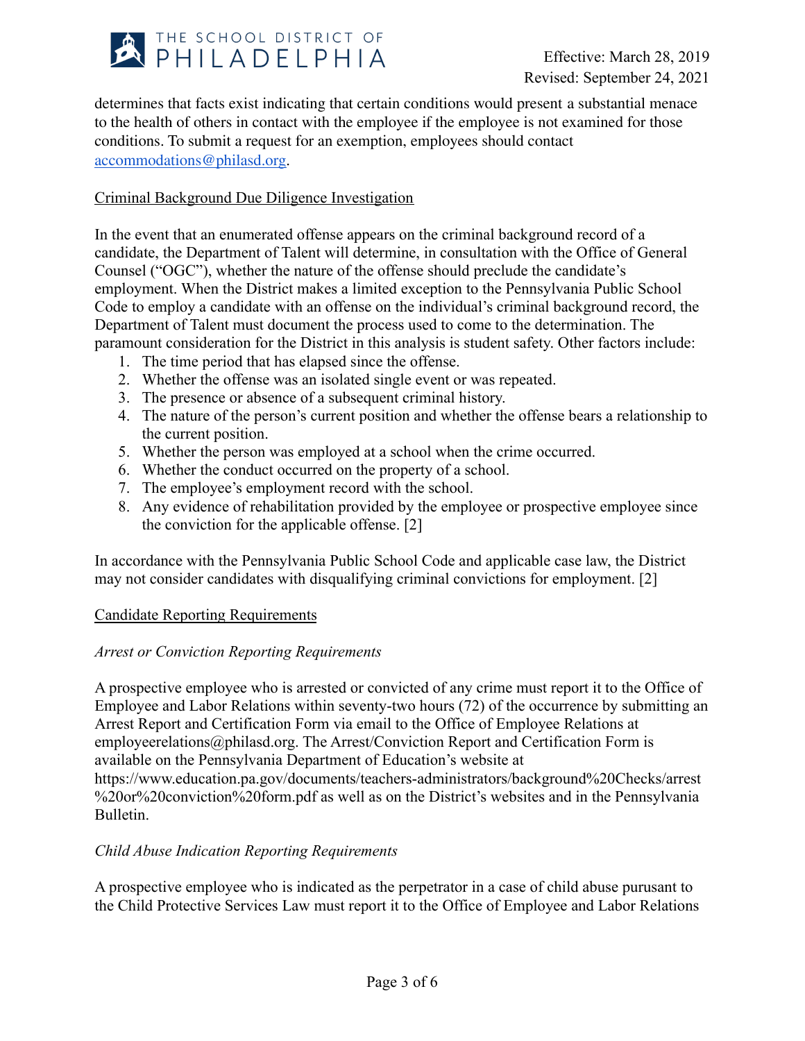determines that facts exist indicating that certain conditions would present a substantial menace to the health of others in contact with the employee if the employee is not examined for those conditions. To submit a request for an exemption, employees should contact [accommodations@philasd.org](mailto:accommodations@philasd.org).

## Criminal Background Due Diligence Investigation

In the event that an enumerated offense appears on the criminal background record of a candidate, the Department of Talent will determine, in consultation with the Office of General Counsel ("OGC"), whether the nature of the offense should preclude the candidate's employment. When the District makes a limited exception to the Pennsylvania Public School Code to employ a candidate with an offense on the individual's criminal background record, the Department of Talent must document the process used to come to the determination. The paramount consideration for the District in this analysis is student safety. Other factors include:

1. The time period that has elapsed since the offense.
2. Whether the offense was an isolated single event or was repeated.
3. The presence or absence of a subsequent criminal history.
4. The nature of the person's current position and whether the offense bears a relationship to the current position.
5. Whether the person was employed at a school when the crime occurred.
6. Whether the conduct occurred on the property of a school.
7. The employee's employment record with the school.
8. Any evidence of rehabilitation provided by the employee or prospective employee since the conviction for the applicable offense. [2]

In accordance with the Pennsylvania Public School Code and applicable case law, the District may not consider candidates with disqualifying criminal convictions for employment. [2]

## Candidate Reporting Requirements

### *Arrest or Conviction Reporting Requirements*

A prospective employee who is arrested or convicted of any crime must report it to the Office of Employee and Labor Relations within seventy-two hours (72) of the occurrence by submitting an Arrest Report and Certification Form via email to the Office of Employee Relations at employeerelations@philasd.org. The Arrest/Conviction Report and Certification Form is available on the Pennsylvania Department of Education's website at https://www.education.pa.gov/documents/teachers-administrators/background%20Checks/arrest%20or%20conviction%20form.pdf as well as on the District's websites and in the Pennsylvania Bulletin.

### *Child Abuse Indication Reporting Requirements*

A prospective employee who is indicated as the perpetrator in a case of child abuse purusant to the Child Protective Services Law must report it to the Office of Employee and Labor Relations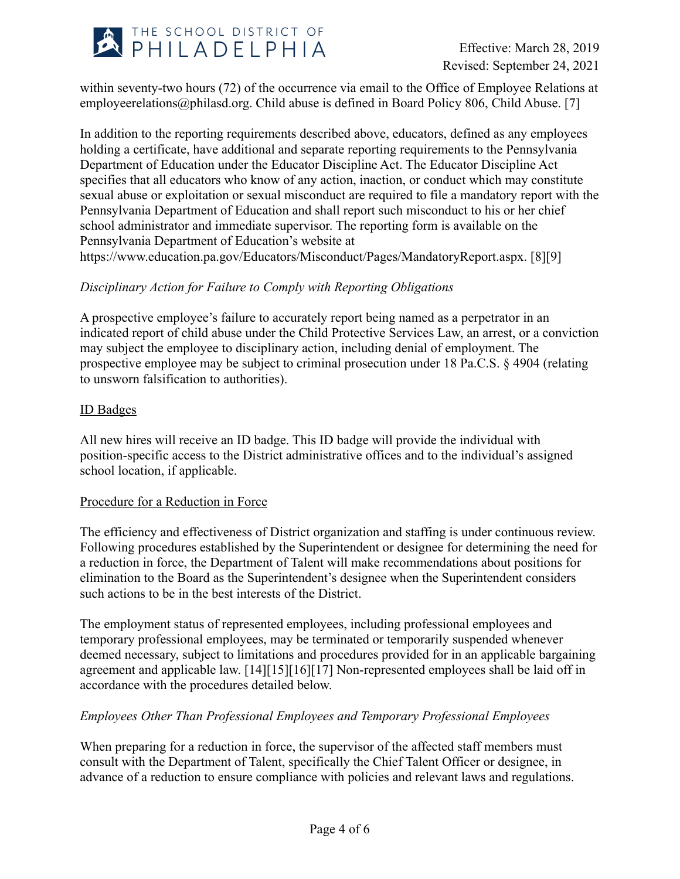within seventy-two hours (72) of the occurrence via email to the Office of Employee Relations at employeerelations@philasd.org. Child abuse is defined in Board Policy 806, Child Abuse. [7]

In addition to the reporting requirements described above, educators, defined as any employees holding a certificate, have additional and separate reporting requirements to the Pennsylvania Department of Education under the Educator Discipline Act. The Educator Discipline Act specifies that all educators who know of any action, inaction, or conduct which may constitute sexual abuse or exploitation or sexual misconduct are required to file a mandatory report with the Pennsylvania Department of Education and shall report such misconduct to his or her chief school administrator and immediate supervisor. The reporting form is available on the Pennsylvania Department of Education's website at https://www.education.pa.gov/Educators/Misconduct/Pages/MandatoryReport.aspx. [8][9]

*Disciplinary Action for Failure to Comply with Reporting Obligations*

A prospective employee's failure to accurately report being named as a perpetrator in an indicated report of child abuse under the Child Protective Services Law, an arrest, or a conviction may subject the employee to disciplinary action, including denial of employment. The prospective employee may be subject to criminal prosecution under 18 Pa.C.S. § 4904 (relating to unsworn falsification to authorities).

<u>ID Badges</u>

All new hires will receive an ID badge. This ID badge will provide the individual with position-specific access to the District administrative offices and to the individual's assigned school location, if applicable.

<u>Procedure for a Reduction in Force</u>

The efficiency and effectiveness of District organization and staffing is under continuous review. Following procedures established by the Superintendent or designee for determining the need for a reduction in force, the Department of Talent will make recommendations about positions for elimination to the Board as the Superintendent's designee when the Superintendent considers such actions to be in the best interests of the District.

The employment status of represented employees, including professional employees and temporary professional employees, may be terminated or temporarily suspended whenever deemed necessary, subject to limitations and procedures provided for in an applicable bargaining agreement and applicable law. [14][15][16][17] Non-represented employees shall be laid off in accordance with the procedures detailed below.

*Employees Other Than Professional Employees and Temporary Professional Employees*

When preparing for a reduction in force, the supervisor of the affected staff members must consult with the Department of Talent, specifically the Chief Talent Officer or designee, in advance of a reduction to ensure compliance with policies and relevant laws and regulations.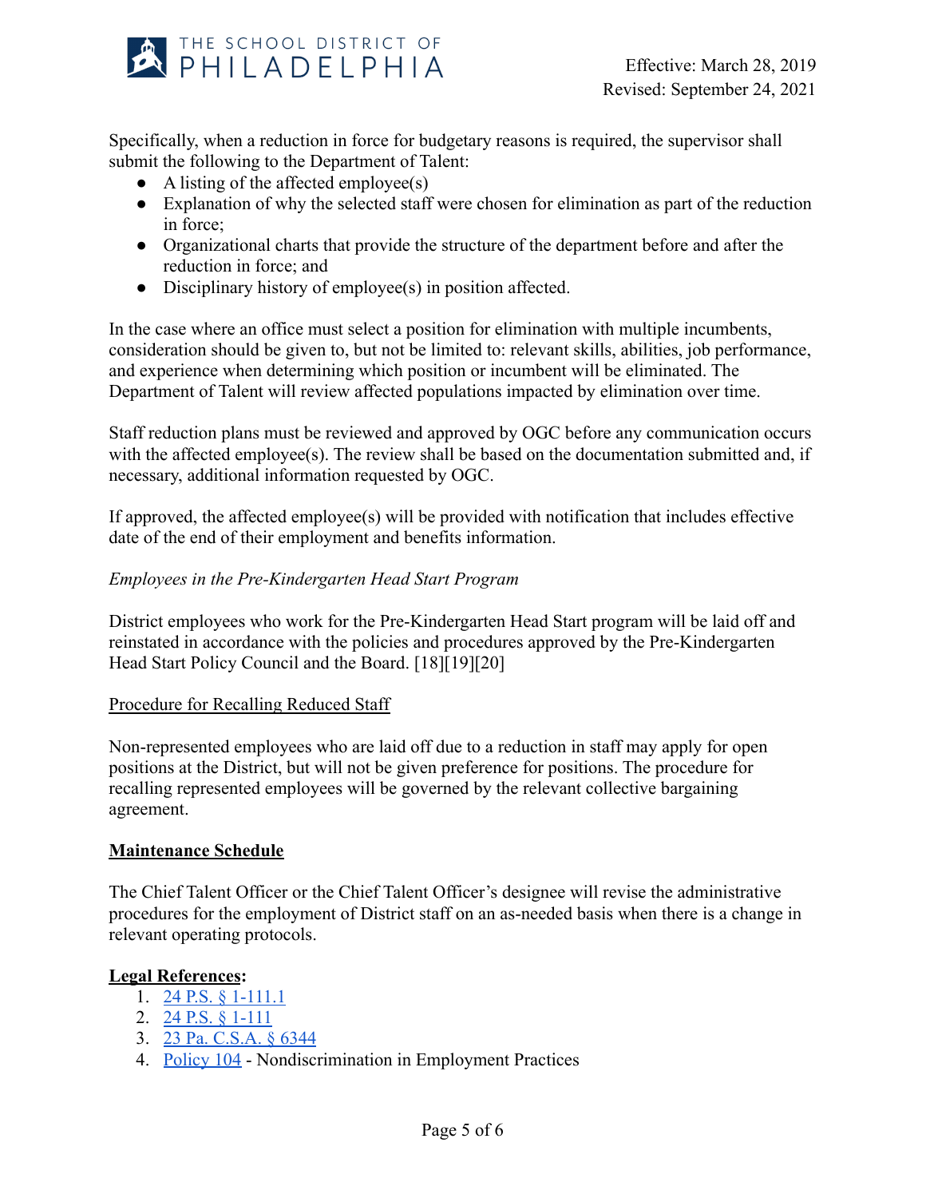Specifically, when a reduction in force for budgetary reasons is required, the supervisor shall submit the following to the Department of Talent:

- A listing of the affected employee(s)
- Explanation of why the selected staff were chosen for elimination as part of the reduction in force;
- Organizational charts that provide the structure of the department before and after the reduction in force; and
- Disciplinary history of employee(s) in position affected.

In the case where an office must select a position for elimination with multiple incumbents, consideration should be given to, but not be limited to: relevant skills, abilities, job performance, and experience when determining which position or incumbent will be eliminated. The Department of Talent will review affected populations impacted by elimination over time.

Staff reduction plans must be reviewed and approved by OGC before any communication occurs with the affected employee(s). The review shall be based on the documentation submitted and, if necessary, additional information requested by OGC.

If approved, the affected employee(s) will be provided with notification that includes effective date of the end of their employment and benefits information.

*Employees in the Pre-Kindergarten Head Start Program*

District employees who work for the Pre-Kindergarten Head Start program will be laid off and reinstated in accordance with the policies and procedures approved by the Pre-Kindergarten Head Start Policy Council and the Board. [18][19][20]

Procedure for Recalling Reduced Staff

Non-represented employees who are laid off due to a reduction in staff may apply for open positions at the District, but will not be given preference for positions. The procedure for recalling represented employees will be governed by the relevant collective bargaining agreement.

## Maintenance Schedule

The Chief Talent Officer or the Chief Talent Officer's designee will revise the administrative procedures for the employment of District staff on an as-needed basis when there is a change in relevant operating protocols.

**Legal References:**

1. 24 P.S. § 1-111.1
2. 24 P.S. § 1-111
3. 23 Pa. C.S.A. § 6344
4. Policy 104 - Nondiscrimination in Employment Practices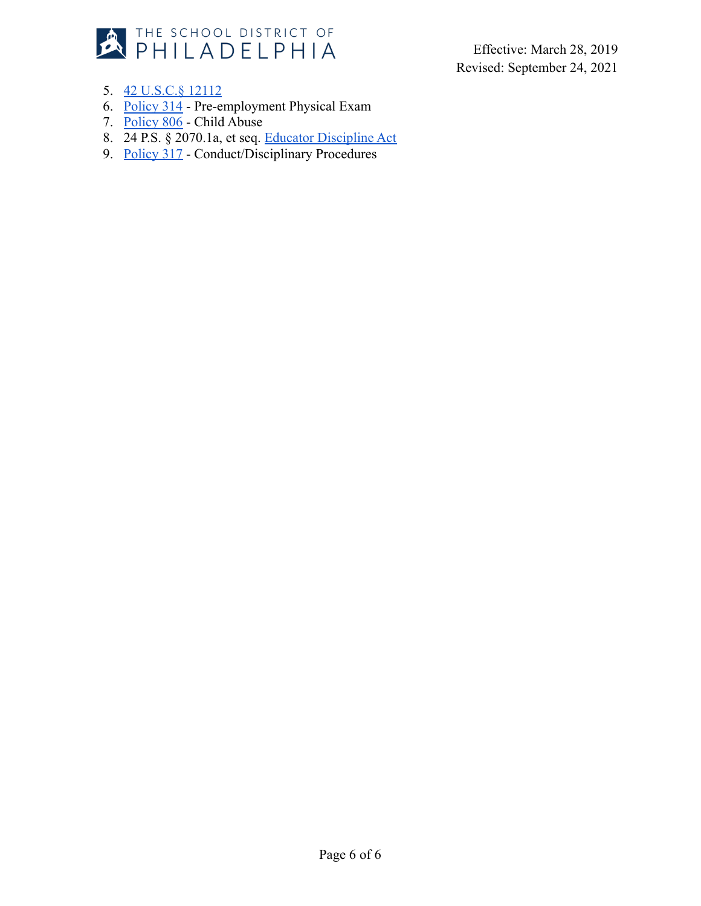5. [42 U.S.C.§ 12112]
6. [Policy 314] - Pre-employment Physical Exam
7. [Policy 806] - Child Abuse
8. 24 P.S. § 2070.1a, et seq. [Educator Discipline Act]
9. [Policy 317] - Conduct/Disciplinary Procedures